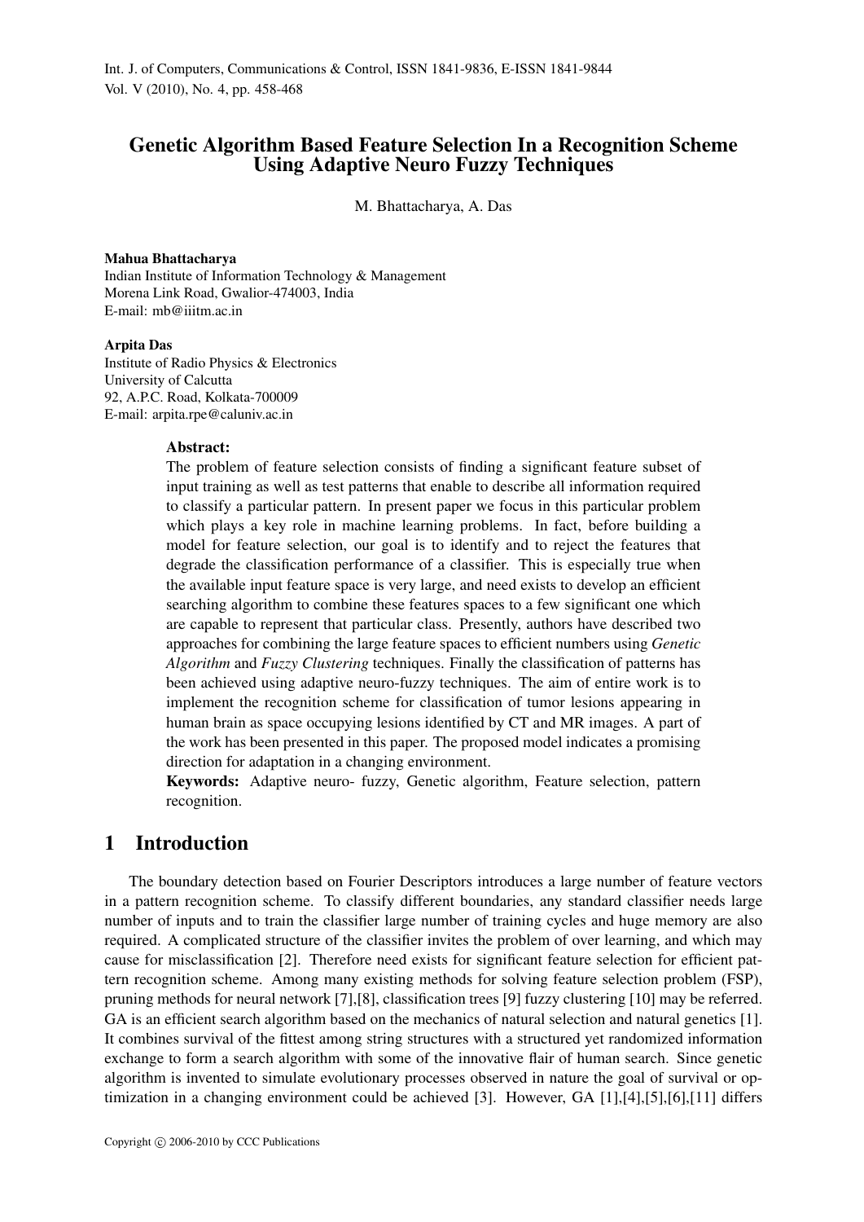# Genetic Algorithm Based Feature Selection In a Recognition Scheme Using Adaptive Neuro Fuzzy Techniques

M. Bhattacharya, A. Das

**Mahua Bhattacharya**
Indian Institute of Information Technology & Management
Morena Link Road, Gwalior-474003, India
E-mail: mb@iiitm.ac.in

**Arpita Das**
Institute of Radio Physics & Electronics
University of Calcutta
92, A.P.C. Road, Kolkata-700009
E-mail: arpita.rpe@caluniv.ac.in

**Abstract:**
The problem of feature selection consists of finding a significant feature subset of input training as well as test patterns that enable to describe all information required to classify a particular pattern. In present paper we focus in this particular problem which plays a key role in machine learning problems. In fact, before building a model for feature selection, our goal is to identify and to reject the features that degrade the classification performance of a classifier. This is especially true when the available input feature space is very large, and need exists to develop an efficient searching algorithm to combine these features spaces to a few significant one which are capable to represent that particular class. Presently, authors have described two approaches for combining the large feature spaces to efficient numbers using *Genetic Algorithm* and *Fuzzy Clustering* techniques. Finally the classification of patterns has been achieved using adaptive neuro-fuzzy techniques. The aim of entire work is to implement the recognition scheme for classification of tumor lesions appearing in human brain as space occupying lesions identified by CT and MR images. A part of the work has been presented in this paper. The proposed model indicates a promising direction for adaptation in a changing environment.

**Keywords:** Adaptive neuro- fuzzy, Genetic algorithm, Feature selection, pattern recognition.

## 1 Introduction

The boundary detection based on Fourier Descriptors introduces a large number of feature vectors in a pattern recognition scheme. To classify different boundaries, any standard classifier needs large number of inputs and to train the classifier large number of training cycles and huge memory are also required. A complicated structure of the classifier invites the problem of over learning, and which may cause for misclassification [2]. Therefore need exists for significant feature selection for efficient pattern recognition scheme. Among many existing methods for solving feature selection problem (FSP), pruning methods for neural network [7],[8], classification trees [9] fuzzy clustering [10] may be referred. GA is an efficient search algorithm based on the mechanics of natural selection and natural genetics [1]. It combines survival of the fittest among string structures with a structured yet randomized information exchange to form a search algorithm with some of the innovative flair of human search. Since genetic algorithm is invented to simulate evolutionary processes observed in nature the goal of survival or optimization in a changing environment could be achieved [3]. However, GA [1],[4],[5],[6],[11] differs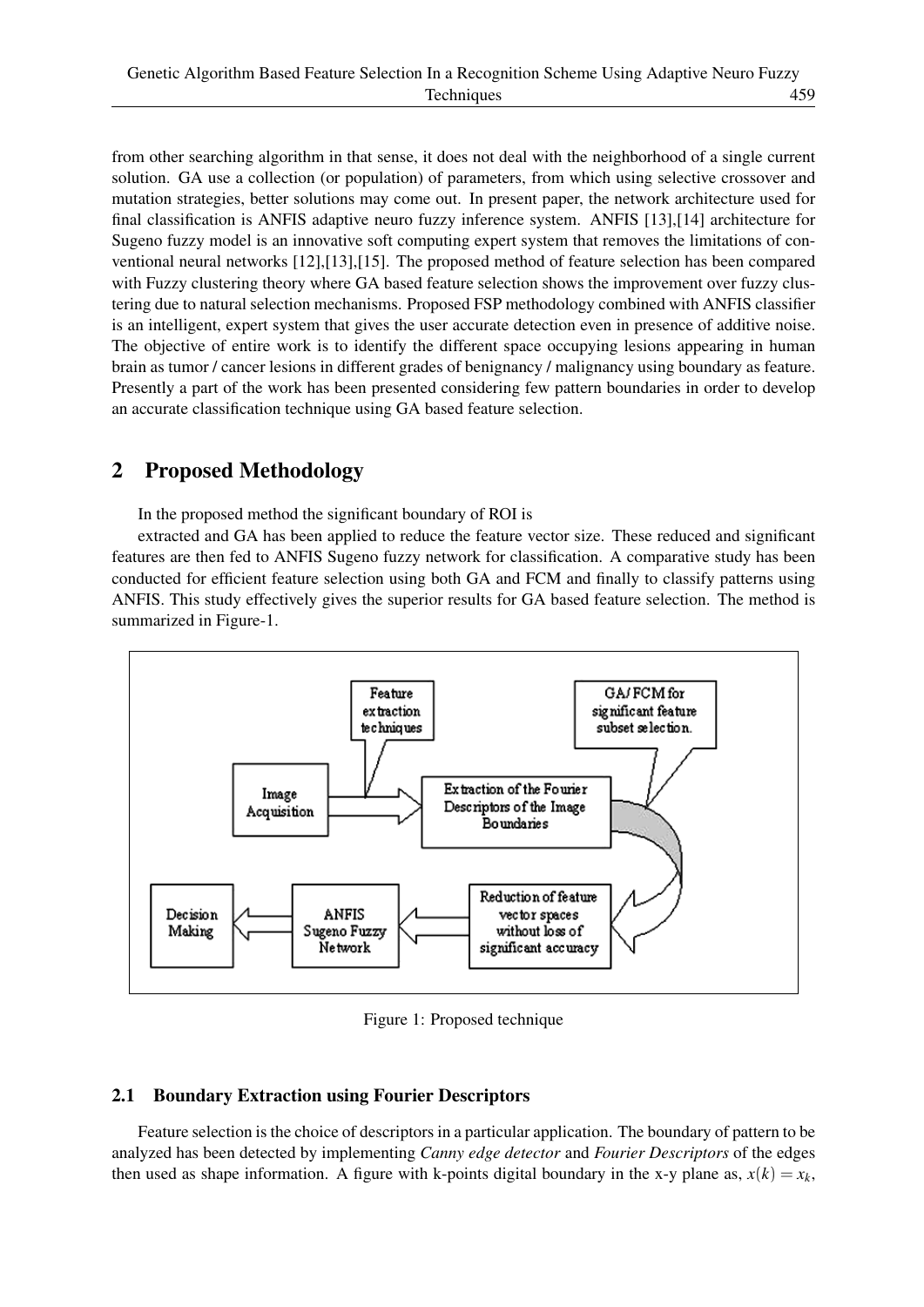from other searching algorithm in that sense, it does not deal with the neighborhood of a single current solution. GA use a collection (or population) of parameters, from which using selective crossover and mutation strategies, better solutions may come out. In present paper, the network architecture used for final classification is ANFIS adaptive neuro fuzzy inference system. ANFIS [13],[14] architecture for Sugeno fuzzy model is an innovative soft computing expert system that removes the limitations of conventional neural networks [12],[13],[15]. The proposed method of feature selection has been compared with Fuzzy clustering theory where GA based feature selection shows the improvement over fuzzy clustering due to natural selection mechanisms. Proposed FSP methodology combined with ANFIS classifier is an intelligent, expert system that gives the user accurate detection even in presence of additive noise. The objective of entire work is to identify the different space occupying lesions appearing in human brain as tumor / cancer lesions in different grades of benignancy / malignancy using boundary as feature. Presently a part of the work has been presented considering few pattern boundaries in order to develop an accurate classification technique using GA based feature selection.

## 2 Proposed Methodology

In the proposed method the significant boundary of ROI is

extracted and GA has been applied to reduce the feature vector size. These reduced and significant features are then fed to ANFIS Sugeno fuzzy network for classification. A comparative study has been conducted for efficient feature selection using both GA and FCM and finally to classify patterns using ANFIS. This study effectively gives the superior results for GA based feature selection. The method is summarized in Figure-1.

Feature extraction techniques

GA/FCM for significant feature subset selection.

Image Acquisition

Extraction of the Fourier Descriptors of the Image Boundaries

Decision Making

ANFIS Sugeno Fuzzy Network

Reduction of feature vector spaces without loss of significant accuracy

Figure 1: Proposed technique

### 2.1 Boundary Extraction using Fourier Descriptors

Feature selection is the choice of descriptors in a particular application. The boundary of pattern to be analyzed has been detected by implementing *Canny edge detector* and *Fourier Descriptors* of the edges then used as shape information. A figure with k-points digital boundary in the x-y plane as, $x(k) = x_k$,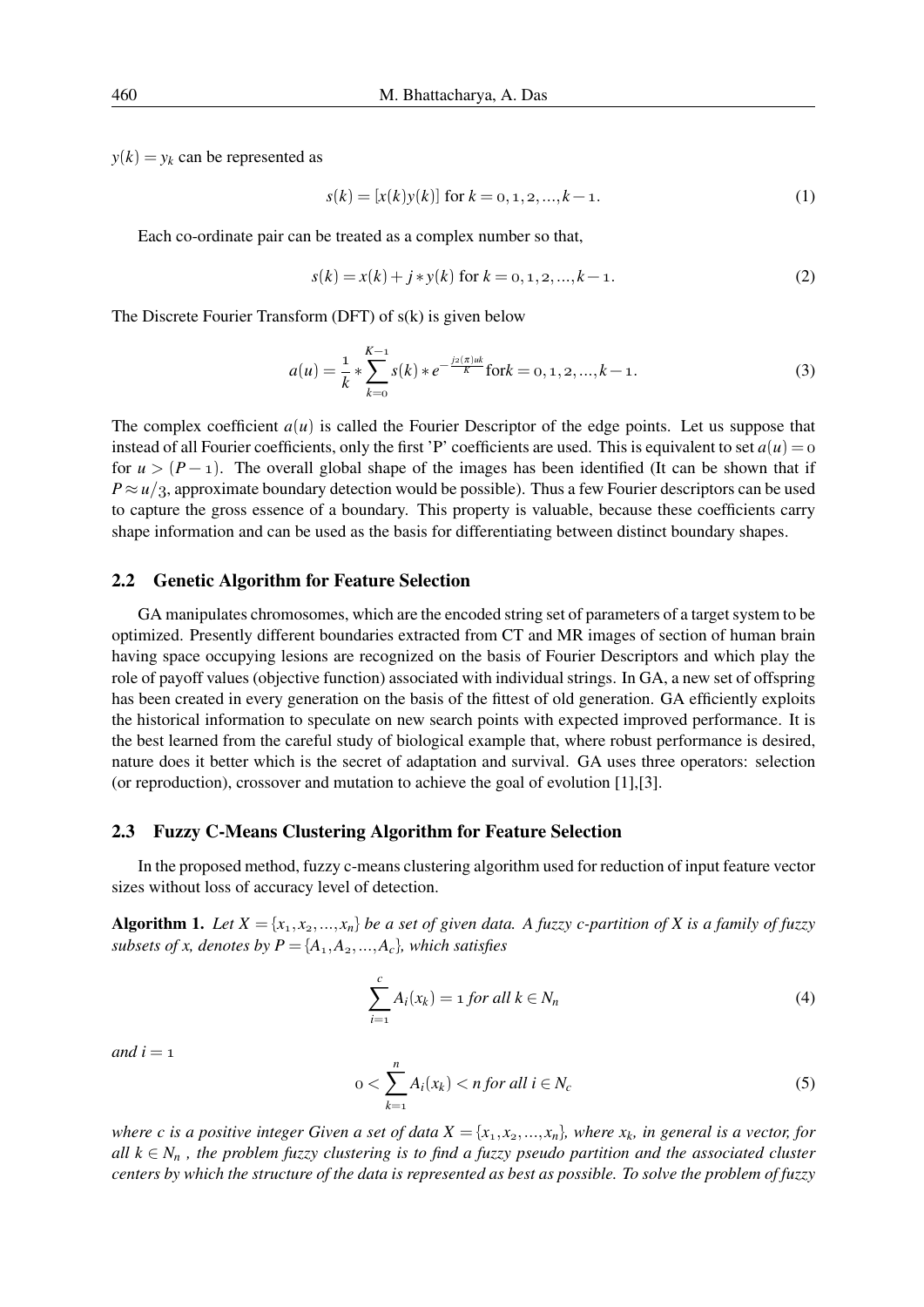$y(k) = y_k$ can be represented as

$$s(k) = [x(k)y(k)] \text{ for } k = 0, 1, 2, ..., k-1. \quad (1)$$

Each co-ordinate pair can be treated as a complex number so that,

$$s(k) = x(k) + j * y(k) \text{ for } k = 0, 1, 2, ..., k-1. \quad (2)$$

The Discrete Fourier Transform (DFT) of s(k) is given below

$$a(u) = \frac{1}{k} * \sum_{k=0}^{K-1} s(k) * e^{-\frac{j2(\pi)uk}{K}} \text{for} k = 0, 1, 2, ..., k-1. \quad (3)$$

The complex coefficient $a(u)$ is called the Fourier Descriptor of the edge points. Let us suppose that instead of all Fourier coefficients, only the first 'P' coefficients are used. This is equivalent to set $a(u) = 0$ for $u > (P-1)$. The overall global shape of the images has been identified (It can be shown that if $P \approx u/3$, approximate boundary detection would be possible). Thus a few Fourier descriptors can be used to capture the gross essence of a boundary. This property is valuable, because these coefficients carry shape information and can be used as the basis for differentiating between distinct boundary shapes.

## 2.2 Genetic Algorithm for Feature Selection

GA manipulates chromosomes, which are the encoded string set of parameters of a target system to be optimized. Presently different boundaries extracted from CT and MR images of section of human brain having space occupying lesions are recognized on the basis of Fourier Descriptors and which play the role of payoff values (objective function) associated with individual strings. In GA, a new set of offspring has been created in every generation on the basis of the fittest of old generation. GA efficiently exploits the historical information to speculate on new search points with expected improved performance. It is the best learned from the careful study of biological example that, where robust performance is desired, nature does it better which is the secret of adaptation and survival. GA uses three operators: selection (or reproduction), crossover and mutation to achieve the goal of evolution [1],[3].

## 2.3 Fuzzy C-Means Clustering Algorithm for Feature Selection

In the proposed method, fuzzy c-means clustering algorithm used for reduction of input feature vector sizes without loss of accuracy level of detection.

**Algorithm 1.** *Let $X = \{x_1, x_2, ..., x_n\}$ be a set of given data. A fuzzy c-partition of X is a family of fuzzy subsets of x, denotes by $P = \{A_1, A_2, ..., A_c\}$, which satisfies*

$$\sum_{i=1}^{c} A_i(x_k) = 1 \text{ for all } k \in N_n \quad (4)$$

*and $i = 1$*

$$0 < \sum_{k=1}^{n} A_i(x_k) < n \text{ for all } i \in N_c \quad (5)$$

*where c is a positive integer Given a set of data $X = \{x_1, x_2, ..., x_n\}$, where $x_k$, in general is a vector, for all $k \in N_n$ , the problem fuzzy clustering is to find a fuzzy pseudo partition and the associated cluster centers by which the structure of the data is represented as best as possible. To solve the problem of fuzzy*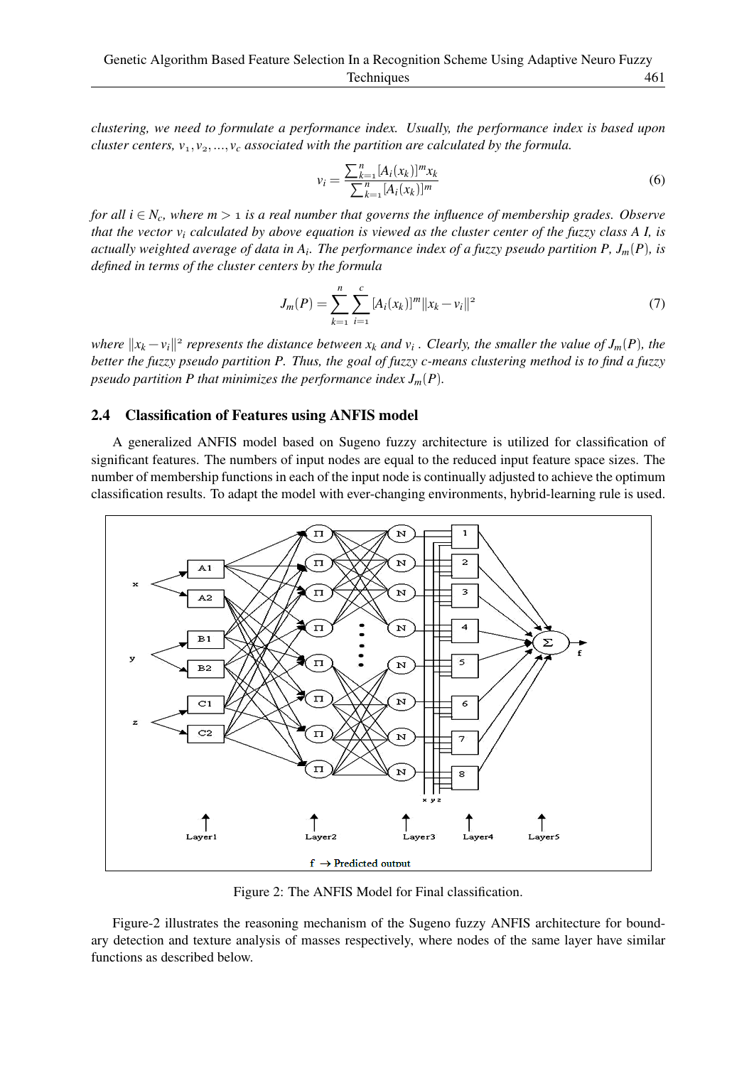*clustering, we need to formulate a performance index. Usually, the performance index is based upon cluster centers, $v_1, v_2, ..., v_c$ associated with the partition are calculated by the formula.*

$$v_i = \frac{\sum_{k=1}^{n} [A_i(x_k)]^m x_k}{\sum_{k=1}^{n} [A_i(x_k)]^m} \tag{6}$$

*for all $i \in N_c$, where $m > 1$ is a real number that governs the influence of membership grades. Observe that the vector $v_i$ calculated by above equation is viewed as the cluster center of the fuzzy class A I, is actually weighted average of data in $A_i$. The performance index of a fuzzy pseudo partition P, $J_m(P)$, is defined in terms of the cluster centers by the formula*

$$J_m(P) = \sum_{k=1}^{n} \sum_{i=1}^{c} [A_i(x_k)]^m \|x_k - v_i\|^2 \tag{7}$$

*where $\|x_k - v_i\|^2$ represents the distance between $x_k$ and $v_i$ . Clearly, the smaller the value of $J_m(P)$, the better the fuzzy pseudo partition P. Thus, the goal of fuzzy c-means clustering method is to find a fuzzy pseudo partition P that minimizes the performance index $J_m(P)$.*

### 2.4 Classification of Features using ANFIS model

A generalized ANFIS model based on Sugeno fuzzy architecture is utilized for classification of significant features. The numbers of input nodes are equal to the reduced input feature space sizes. The number of membership functions in each of the input node is continually adjusted to achieve the optimum classification results. To adapt the model with ever-changing environments, hybrid-learning rule is used.

Figure 2: The ANFIS Model for Final classification.

Figure-2 illustrates the reasoning mechanism of the Sugeno fuzzy ANFIS architecture for boundary detection and texture analysis of masses respectively, where nodes of the same layer have similar functions as described below.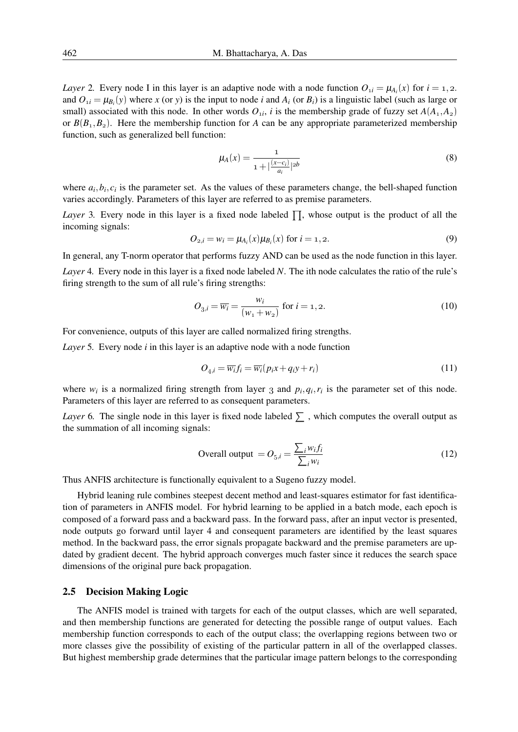*Layer* 2. Every node I in this layer is an adaptive node with a node function $O_{1i} = \mu_{A_i}(x)$ for $i = 1, 2$. and $O_{1i} = \mu_{B_i}(y)$ where $x$ (or $y$) is the input to node $i$ and $A_i$ (or $B_i$) is a linguistic label (such as large or small) associated with this node. In other words $O_{1i}$, $i$ is the membership grade of fuzzy set $A(A_1, A_2)$ or $B(B_1, B_2)$. Here the membership function for $A$ can be any appropriate parameterized membership function, such as generalized bell function:

$$\mu_A(x) = \frac{1}{1 + |\frac{(x - c_i)}{a_i}|^{2b}} \tag{8}$$

where $a_i, b_i, c_i$ is the parameter set. As the values of these parameters change, the bell-shaped function varies accordingly. Parameters of this layer are referred to as premise parameters.

*Layer* 3. Every node in this layer is a fixed node labeled $\prod$, whose output is the product of all the incoming signals:

$$O_{2,i} = w_i = \mu_{A_i}(x)\mu_{B_i}(x) \text{ for } i = 1, 2. \tag{9}$$

In general, any T-norm operator that performs fuzzy AND can be used as the node function in this layer.

*Layer* 4. Every node in this layer is a fixed node labeled $N$. The ith node calculates the ratio of the rule's firing strength to the sum of all rule's firing strengths:

$$O_{3,i} = \overline{w_i} = \frac{w_i}{(w_1 + w_2)} \text{ for } i = 1, 2. \tag{10}$$

For convenience, outputs of this layer are called normalized firing strengths.

*Layer* 5. Every node $i$ in this layer is an adaptive node with a node function

$$O_{4,i} = \overline{w_i} f_i = \overline{w_i}(p_i x + q_i y + r_i) \tag{11}$$

where $w_i$ is a normalized firing strength from layer 3 and $p_i, q_i, r_i$ is the parameter set of this node. Parameters of this layer are referred to as consequent parameters.

*Layer* 6. The single node in this layer is fixed node labeled $\sum$, which computes the overall output as the summation of all incoming signals:

$$\text{Overall output } = O_{5,i} = \frac{\sum_i w_i f_i}{\sum_i w_i} \tag{12}$$

Thus ANFIS architecture is functionally equivalent to a Sugeno fuzzy model.

Hybrid leaning rule combines steepest decent method and least-squares estimator for fast identification of parameters in ANFIS model. For hybrid learning to be applied in a batch mode, each epoch is composed of a forward pass and a backward pass. In the forward pass, after an input vector is presented, node outputs go forward until layer 4 and consequent parameters are identified by the least squares method. In the backward pass, the error signals propagate backward and the premise parameters are updated by gradient decent. The hybrid approach converges much faster since it reduces the search space dimensions of the original pure back propagation.

### 2.5 Decision Making Logic

The ANFIS model is trained with targets for each of the output classes, which are well separated, and then membership functions are generated for detecting the possible range of output values. Each membership function corresponds to each of the output class; the overlapping regions between two or more classes give the possibility of existing of the particular pattern in all of the overlapped classes. But highest membership grade determines that the particular image pattern belongs to the corresponding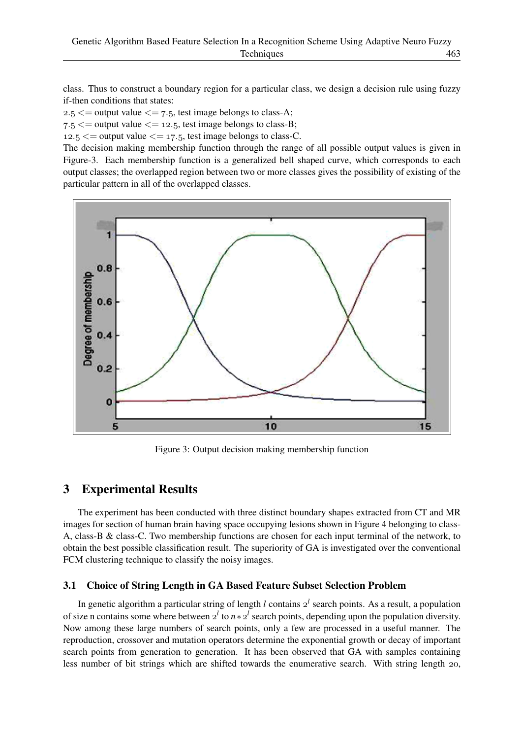class. Thus to construct a boundary region for a particular class, we design a decision rule using fuzzy if-then conditions that states:

$2.5 <=$ output value $<= 7.5$, test image belongs to class-A;
$7.5 <=$ output value $<= 12.5$, test image belongs to class-B;
$12.5 <=$ output value $<= 17.5$, test image belongs to class-C.

The decision making membership function through the range of all possible output values is given in Figure-3. Each membership function is a generalized bell shaped curve, which corresponds to each output classes; the overlapped region between two or more classes gives the possibility of existing of the particular pattern in all of the overlapped classes.

Degree of membership
1
0.8
0.6
0.4
0.2
0
5
10
15

Figure 3: Output decision making membership function

## 3 Experimental Results

The experiment has been conducted with three distinct boundary shapes extracted from CT and MR images for section of human brain having space occupying lesions shown in Figure 4 belonging to class-A, class-B & class-C. Two membership functions are chosen for each input terminal of the network, to obtain the best possible classification result. The superiority of GA is investigated over the conventional FCM clustering technique to classify the noisy images.

### 3.1 Choice of String Length in GA Based Feature Subset Selection Problem

In genetic algorithm a particular string of length $l$ contains $2^l$ search points. As a result, a population of size n contains some where between $2^l$ to $n*2^l$ search points, depending upon the population diversity. Now among these large numbers of search points, only a few are processed in a useful manner. The reproduction, crossover and mutation operators determine the exponential growth or decay of important search points from generation to generation. It has been observed that GA with samples containing less number of bit strings which are shifted towards the enumerative search. With string length 20,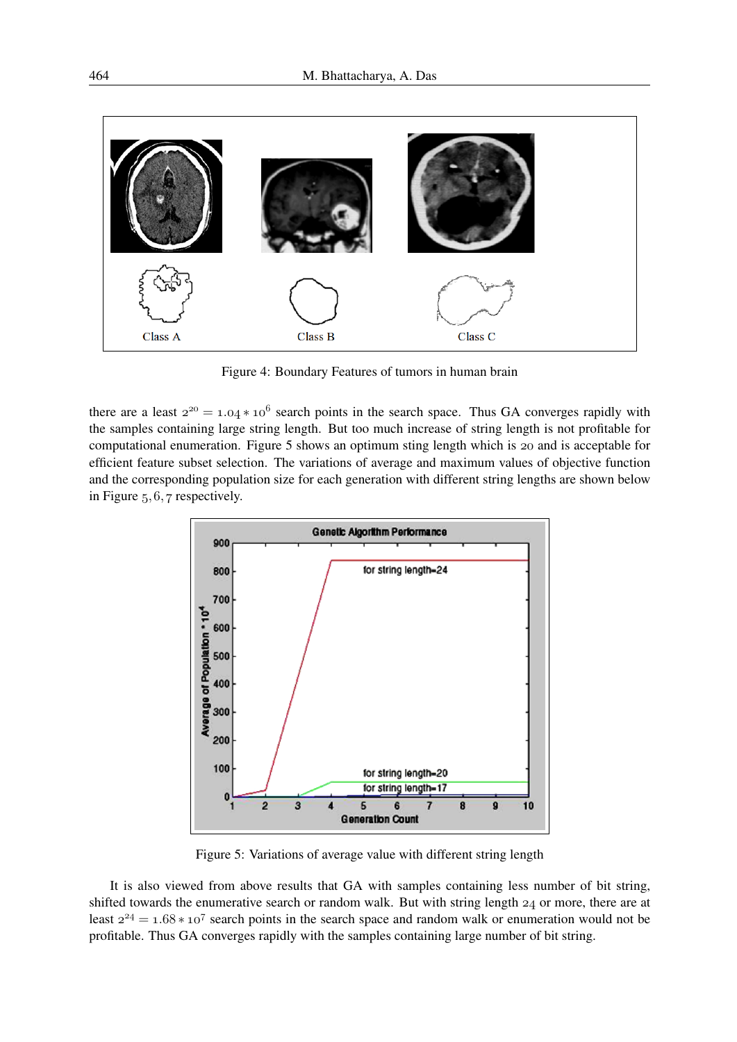Class A

Class B

Class C

Figure 4: Boundary Features of tumors in human brain

there are a least $2^{20} = 1.04 * 10^6$ search points in the search space. Thus GA converges rapidly with the samples containing large string length. But too much increase of string length is not profitable for computational enumeration. Figure 5 shows an optimum sting length which is 20 and is acceptable for efficient feature subset selection. The variations of average and maximum values of objective function and the corresponding population size for each generation with different string lengths are shown below in Figure 5, 6, 7 respectively.

Genetic Algorithm Performance

Average of Population * $10^4$

900
800
700
600
500
400
300
200
100
0

1 2 3 4 5 6 7 8 9 10

Generation Count

for string length=24

for string length=20

for string length=17

Figure 5: Variations of average value with different string length

It is also viewed from above results that GA with samples containing less number of bit string, shifted towards the enumerative search or random walk. But with string length 24 or more, there are at least $2^{24} = 1.68 * 10^7$ search points in the search space and random walk or enumeration would not be profitable. Thus GA converges rapidly with the samples containing large number of bit string.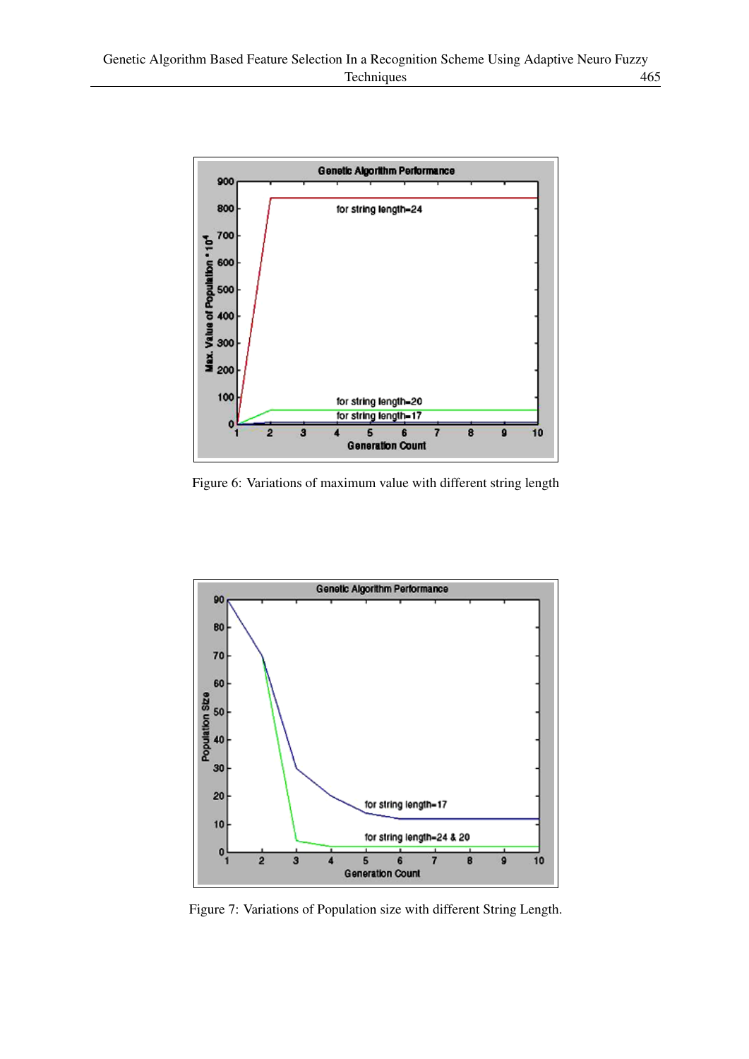Genetic Algorithm Performance

Max. Value of Population * $10^4$

900
800
700
600
500
400
300
200
100
0

for string length=24

for string length=20

for string length=17

1 2 3 4 5 6 7 8 9 10

Generation Count

Figure 6: Variations of maximum value with different string length

Genetic Algorithm Performance

Population Size

90
80
70
60
50
40
30
20
10
0

for string length=17

for string length=24 & 20

1 2 3 4 5 6 7 8 9 10

Generation Count

Figure 7: Variations of Population size with different String Length.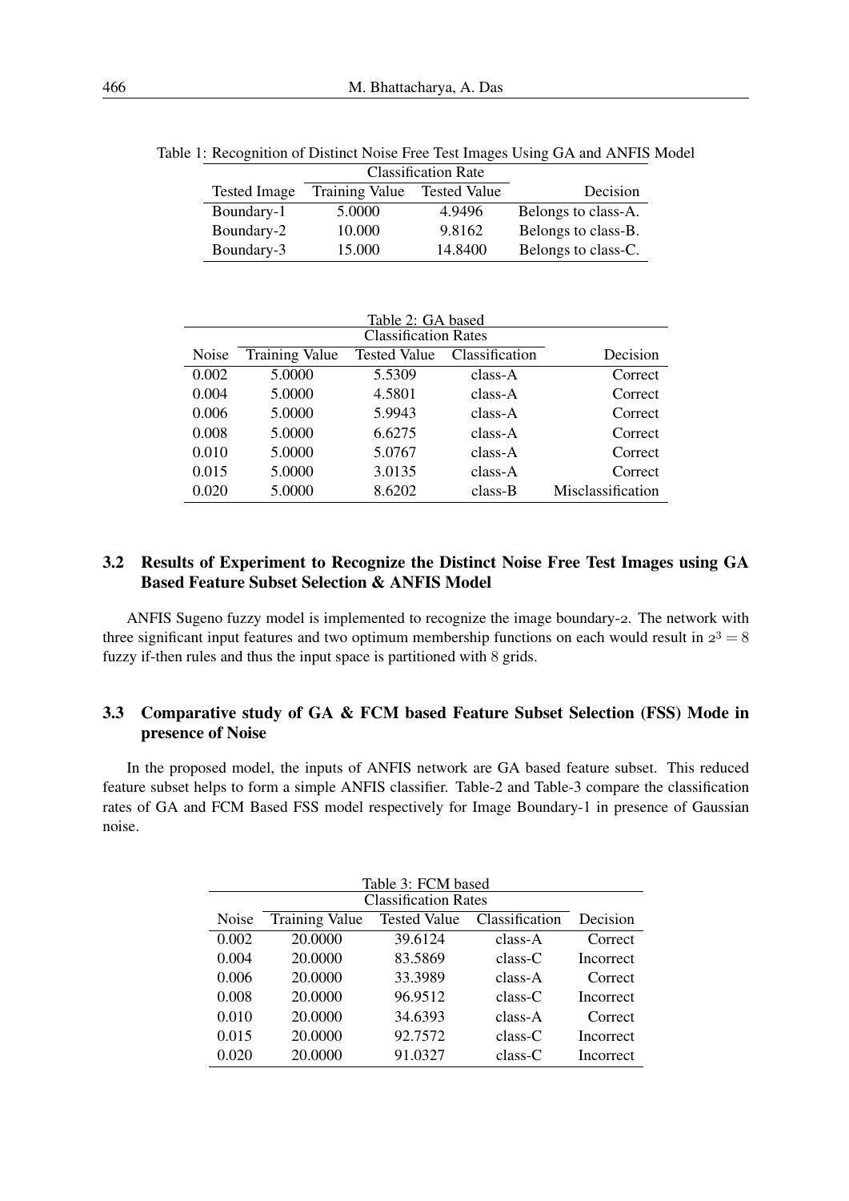Table 1: Recognition of Distinct Noise Free Test Images Using GA and ANFIS Model

| | Classification Rate | | |
|---|---|---|---|
| Tested Image | Training Value | Tested Value | Decision |
| Boundary-1 | 5.0000 | 4.9496 | Belongs to class-A. |
| Boundary-2 | 10.000 | 9.8162 | Belongs to class-B. |
| Boundary-3 | 15.000 | 14.8400 | Belongs to class-C. |

Table 2: GA based

| | Classification Rates | | | |
|---|---|---|---|---|
| Noise | Training Value | Tested Value | Classification | Decision |
| 0.002 | 5.0000 | 5.5309 | class-A | Correct |
| 0.004 | 5.0000 | 4.5801 | class-A | Correct |
| 0.006 | 5.0000 | 5.9943 | class-A | Correct |
| 0.008 | 5.0000 | 6.6275 | class-A | Correct |
| 0.010 | 5.0000 | 5.0767 | class-A | Correct |
| 0.015 | 5.0000 | 3.0135 | class-A | Correct |
| 0.020 | 5.0000 | 8.6202 | class-B | Misclassification |

### 3.2 Results of Experiment to Recognize the Distinct Noise Free Test Images using GA Based Feature Subset Selection & ANFIS Model

ANFIS Sugeno fuzzy model is implemented to recognize the image boundary-2. The network with three significant input features and two optimum membership functions on each would result in $2^3 = 8$ fuzzy if-then rules and thus the input space is partitioned with 8 grids.

### 3.3 Comparative study of GA & FCM based Feature Subset Selection (FSS) Mode in presence of Noise

In the proposed model, the inputs of ANFIS network are GA based feature subset. This reduced feature subset helps to form a simple ANFIS classifier. Table-2 and Table-3 compare the classification rates of GA and FCM Based FSS model respectively for Image Boundary-1 in presence of Gaussian noise.

Table 3: FCM based

| | Classification Rates | | | |
|---|---|---|---|---|
| Noise | Training Value | Tested Value | Classification | Decision |
| 0.002 | 20.0000 | 39.6124 | class-A | Correct |
| 0.004 | 20.0000 | 83.5869 | class-C | Incorrect |
| 0.006 | 20.0000 | 33.3989 | class-A | Correct |
| 0.008 | 20.0000 | 96.9512 | class-C | Incorrect |
| 0.010 | 20.0000 | 34.6393 | class-A | Correct |
| 0.015 | 20.0000 | 92.7572 | class-C | Incorrect |
| 0.020 | 20.0000 | 91.0327 | class-C | Incorrect |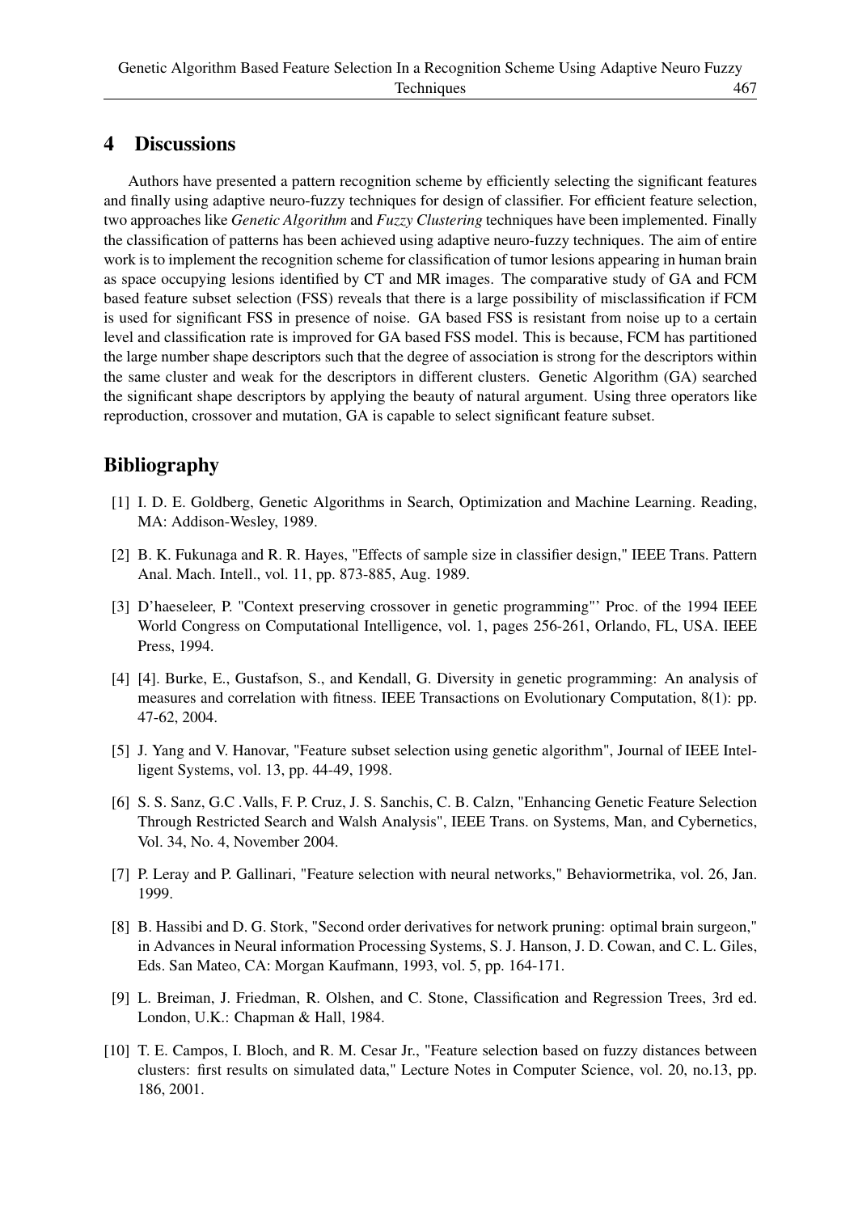## 4 Discussions

Authors have presented a pattern recognition scheme by efficiently selecting the significant features and finally using adaptive neuro-fuzzy techniques for design of classifier. For efficient feature selection, two approaches like *Genetic Algorithm* and *Fuzzy Clustering* techniques have been implemented. Finally the classification of patterns has been achieved using adaptive neuro-fuzzy techniques. The aim of entire work is to implement the recognition scheme for classification of tumor lesions appearing in human brain as space occupying lesions identified by CT and MR images. The comparative study of GA and FCM based feature subset selection (FSS) reveals that there is a large possibility of misclassification if FCM is used for significant FSS in presence of noise. GA based FSS is resistant from noise up to a certain level and classification rate is improved for GA based FSS model. This is because, FCM has partitioned the large number shape descriptors such that the degree of association is strong for the descriptors within the same cluster and weak for the descriptors in different clusters. Genetic Algorithm (GA) searched the significant shape descriptors by applying the beauty of natural argument. Using three operators like reproduction, crossover and mutation, GA is capable to select significant feature subset.

## Bibliography

[1] I. D. E. Goldberg, Genetic Algorithms in Search, Optimization and Machine Learning. Reading, MA: Addison-Wesley, 1989.

[2] B. K. Fukunaga and R. R. Hayes, "Effects of sample size in classifier design," IEEE Trans. Pattern Anal. Mach. Intell., vol. 11, pp. 873-885, Aug. 1989.

[3] D'haeseleer, P. "Context preserving crossover in genetic programming"' Proc. of the 1994 IEEE World Congress on Computational Intelligence, vol. 1, pages 256-261, Orlando, FL, USA. IEEE Press, 1994.

[4] [4]. Burke, E., Gustafson, S., and Kendall, G. Diversity in genetic programming: An analysis of measures and correlation with fitness. IEEE Transactions on Evolutionary Computation, 8(1): pp. 47-62, 2004.

[5] J. Yang and V. Hanovar, "Feature subset selection using genetic algorithm", Journal of IEEE Intelligent Systems, vol. 13, pp. 44-49, 1998.

[6] S. S. Sanz, G.C .Valls, F. P. Cruz, J. S. Sanchis, C. B. Calzn, "Enhancing Genetic Feature Selection Through Restricted Search and Walsh Analysis", IEEE Trans. on Systems, Man, and Cybernetics, Vol. 34, No. 4, November 2004.

[7] P. Leray and P. Gallinari, "Feature selection with neural networks," Behaviormetrika, vol. 26, Jan. 1999.

[8] B. Hassibi and D. G. Stork, "Second order derivatives for network pruning: optimal brain surgeon," in Advances in Neural information Processing Systems, S. J. Hanson, J. D. Cowan, and C. L. Giles, Eds. San Mateo, CA: Morgan Kaufmann, 1993, vol. 5, pp. 164-171.

[9] L. Breiman, J. Friedman, R. Olshen, and C. Stone, Classification and Regression Trees, 3rd ed. London, U.K.: Chapman & Hall, 1984.

[10] T. E. Campos, I. Bloch, and R. M. Cesar Jr., "Feature selection based on fuzzy distances between clusters: first results on simulated data," Lecture Notes in Computer Science, vol. 20, no.13, pp. 186, 2001.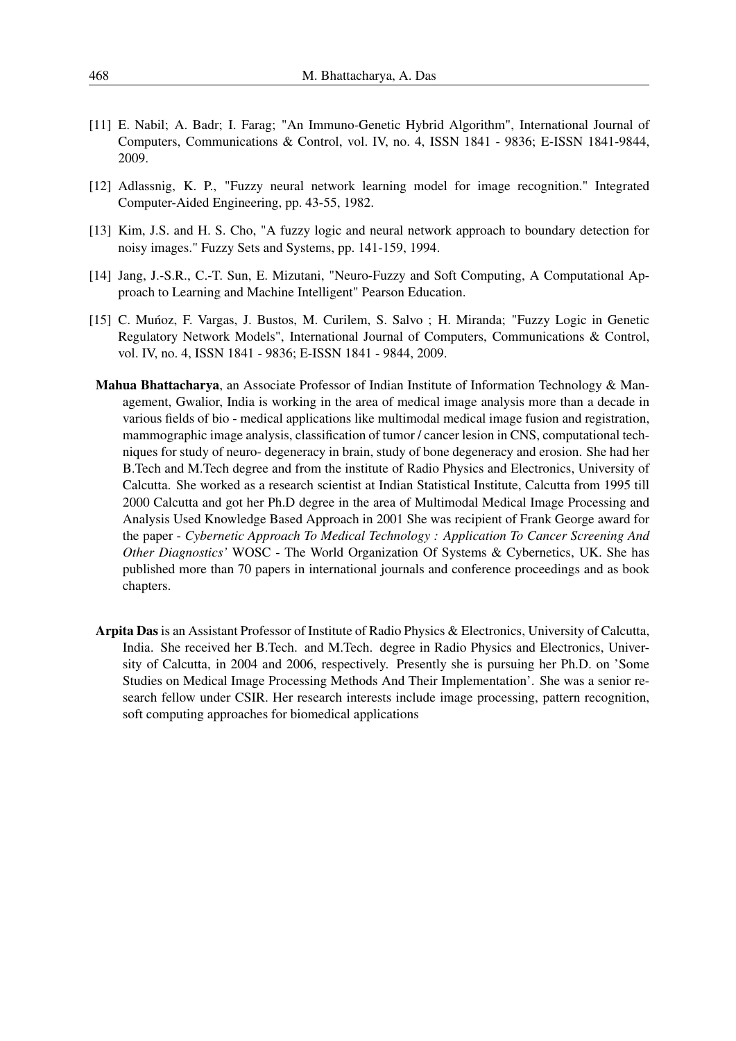[11] E. Nabil; A. Badr; I. Farag; "An Immuno-Genetic Hybrid Algorithm", International Journal of Computers, Communications & Control, vol. IV, no. 4, ISSN 1841 - 9836; E-ISSN 1841-9844, 2009.

[12] Adlassnig, K. P., "Fuzzy neural network learning model for image recognition." Integrated Computer-Aided Engineering, pp. 43-55, 1982.

[13] Kim, J.S. and H. S. Cho, "A fuzzy logic and neural network approach to boundary detection for noisy images." Fuzzy Sets and Systems, pp. 141-159, 1994.

[14] Jang, J.-S.R., C.-T. Sun, E. Mizutani, "Neuro-Fuzzy and Soft Computing, A Computational Approach to Learning and Machine Intelligent" Pearson Education.

[15] C. Muńoz, F. Vargas, J. Bustos, M. Curilem, S. Salvo ; H. Miranda; "Fuzzy Logic in Genetic Regulatory Network Models", International Journal of Computers, Communications & Control, vol. IV, no. 4, ISSN 1841 - 9836; E-ISSN 1841 - 9844, 2009.

**Mahua Bhattacharya**, an Associate Professor of Indian Institute of Information Technology & Management, Gwalior, India is working in the area of medical image analysis more than a decade in various fields of bio - medical applications like multimodal medical image fusion and registration, mammographic image analysis, classification of tumor / cancer lesion in CNS, computational techniques for study of neuro- degeneracy in brain, study of bone degeneracy and erosion. She had her B.Tech and M.Tech degree and from the institute of Radio Physics and Electronics, University of Calcutta. She worked as a research scientist at Indian Statistical Institute, Calcutta from 1995 till 2000 Calcutta and got her Ph.D degree in the area of Multimodal Medical Image Processing and Analysis Used Knowledge Based Approach in 2001 She was recipient of Frank George award for the paper - *Cybernetic Approach To Medical Technology : Application To Cancer Screening And Other Diagnostics'* WOSC - The World Organization Of Systems & Cybernetics, UK. She has published more than 70 papers in international journals and conference proceedings and as book chapters.

**Arpita Das** is an Assistant Professor of Institute of Radio Physics & Electronics, University of Calcutta, India. She received her B.Tech. and M.Tech. degree in Radio Physics and Electronics, University of Calcutta, in 2004 and 2006, respectively. Presently she is pursuing her Ph.D. on 'Some Studies on Medical Image Processing Methods And Their Implementation'. She was a senior research fellow under CSIR. Her research interests include image processing, pattern recognition, soft computing approaches for biomedical applications